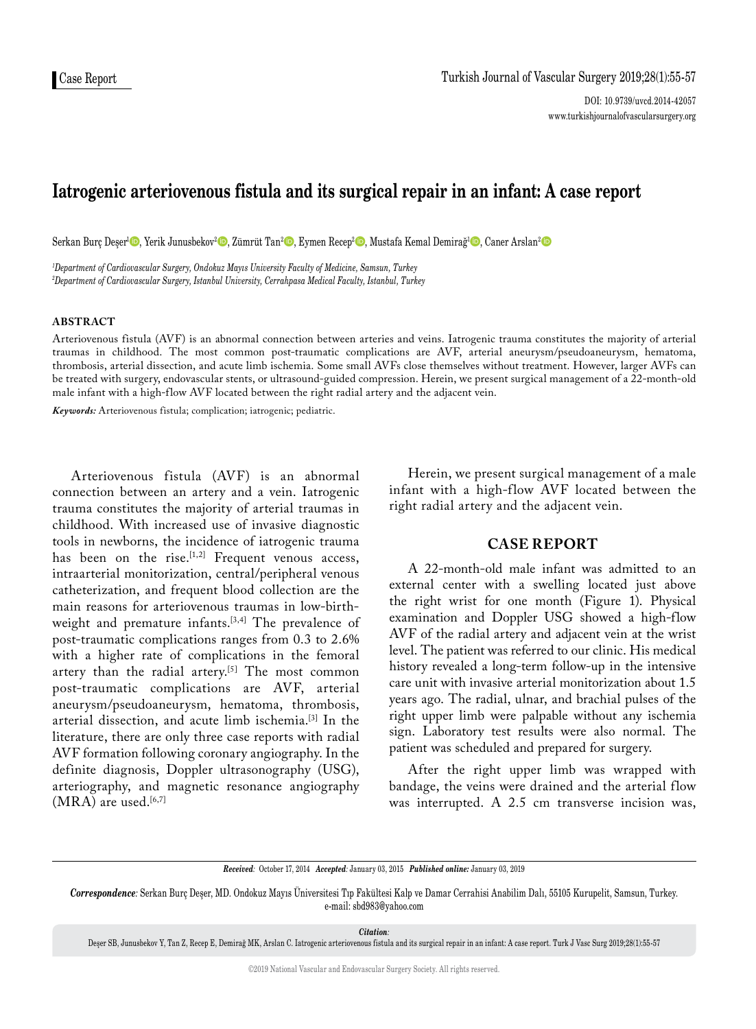Case Report

# Iatrogenic arteriovenous fistula and its surgical repair in an infant: A case report

Serkan Burç Deşer[1], Yerik Junusbekov[2], Zümrüt Tan[2], Eymen Recep[2], Mustafa Kemal Demirağ[1], Caner Arslan[2]

*[1]Department of Cardiovascular Surgery, Ondokuz Mayıs University Faculty of Medicine, Samsun, Turkey*
*[2]Department of Cardiovascular Surgery, Istanbul University, Cerrahpasa Medical Faculty, Istanbul, Turkey*

## ABSTRACT

Arteriovenous fistula (AVF) is an abnormal connection between arteries and veins. Iatrogenic trauma constitutes the majority of arterial traumas in childhood. The most common post-traumatic complications are AVF, arterial aneurysm/pseudoaneurysm, hematoma, thrombosis, arterial dissection, and acute limb ischemia. Some small AVFs close themselves without treatment. However, larger AVFs can be treated with surgery, endovascular stents, or ultrasound-guided compression. Herein, we present surgical management of a 22-month-old male infant with a high-flow AVF located between the right radial artery and the adjacent vein.

***Keywords:*** Arteriovenous fistula; complication; iatrogenic; pediatric.

Arteriovenous fistula (AVF) is an abnormal connection between an artery and a vein. Iatrogenic trauma constitutes the majority of arterial traumas in childhood. With increased use of invasive diagnostic tools in newborns, the incidence of iatrogenic trauma has been on the rise.[1,2] Frequent venous access, intraarterial monitorization, central/peripheral venous catheterization, and frequent blood collection are the main reasons for arteriovenous traumas in low-birth-weight and premature infants.[3,4] The prevalence of post-traumatic complications ranges from 0.3 to 2.6% with a higher rate of complications in the femoral artery than the radial artery.[5] The most common post-traumatic complications are AVF, arterial aneurysm/pseudoaneurysm, hematoma, thrombosis, arterial dissection, and acute limb ischemia.[3] In the literature, there are only three case reports with radial AVF formation following coronary angiography. In the definite diagnosis, Doppler ultrasonography (USG), arteriography, and magnetic resonance angiography (MRA) are used.[6,7]

Herein, we present surgical management of a male infant with a high-flow AVF located between the right radial artery and the adjacent vein.

## CASE REPORT

A 22-month-old male infant was admitted to an external center with a swelling located just above the right wrist for one month (Figure 1). Physical examination and Doppler USG showed a high-flow AVF of the radial artery and adjacent vein at the wrist level. The patient was referred to our clinic. His medical history revealed a long-term follow-up in the intensive care unit with invasive arterial monitorization about 1.5 years ago. The radial, ulnar, and brachial pulses of the right upper limb were palpable without any ischemia sign. Laboratory test results were also normal. The patient was scheduled and prepared for surgery.

After the right upper limb was wrapped with bandage, the veins were drained and the arterial flow was interrupted. A 2.5 cm transverse incision was,

***Received:*** October 17, 2014 ***Accepted:*** January 03, 2015 ***Published online:*** January 03, 2019

***Correspondence:*** Serkan Burç Deşer, MD. Ondokuz Mayıs Üniversitesi Tıp Fakültesi Kalp ve Damar Cerrahisi Anabilim Dalı, 55105 Kurupelit, Samsun, Turkey.
e-mail: sbd983@yahoo.com

***Citation:***
Deşer SB, Junusbekov Y, Tan Z, Recep E, Demirağ MK, Arslan C. Iatrogenic arteriovenous fistula and its surgical repair in an infant: A case report. Turk J Vasc Surg 2019;28(1):55-57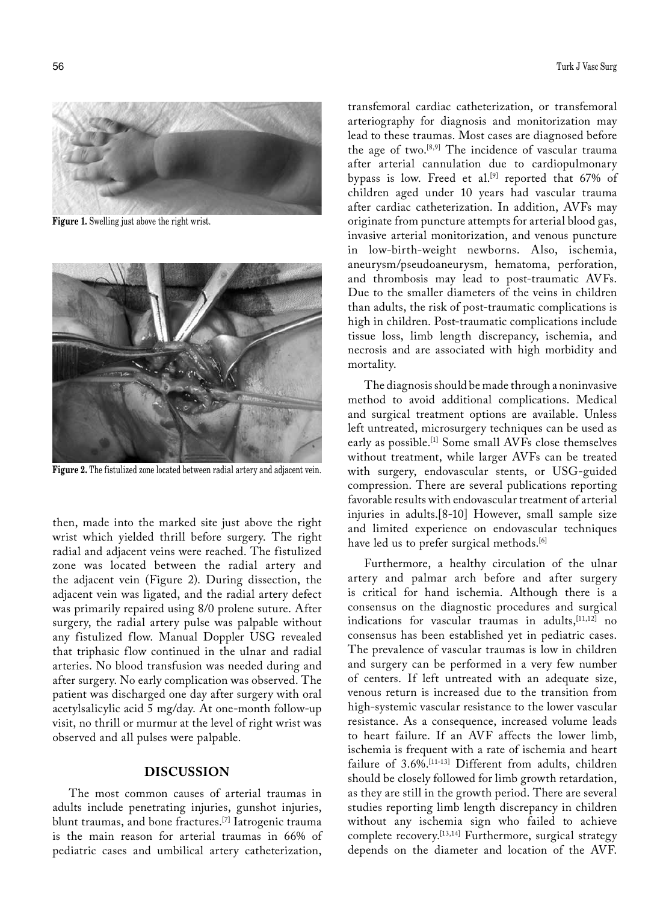Figure 1. Swelling just above the right wrist.

Figure 2. The fistulized zone located between radial artery and adjacent vein.

then, made into the marked site just above the right wrist which yielded thrill before surgery. The right radial and adjacent veins were reached. The fistulized zone was located between the radial artery and the adjacent vein (Figure 2). During dissection, the adjacent vein was ligated, and the radial artery defect was primarily repaired using 8/0 prolene suture. After surgery, the radial artery pulse was palpable without any fistulized flow. Manual Doppler USG revealed that triphasic flow continued in the ulnar and radial arteries. No blood transfusion was needed during and after surgery. No early complication was observed. The patient was discharged one day after surgery with oral acetylsalicylic acid 5 mg/day. At one-month follow-up visit, no thrill or murmur at the level of right wrist was observed and all pulses were palpable.

## DISCUSSION

The most common causes of arterial traumas in adults include penetrating injuries, gunshot injuries, blunt traumas, and bone fractures.[7] Iatrogenic trauma is the main reason for arterial traumas in 66% of pediatric cases and umbilical artery catheterization, transfemoral cardiac catheterization, or transfemoral arteriography for diagnosis and monitorization may lead to these traumas. Most cases are diagnosed before the age of two.[8,9] The incidence of vascular trauma after arterial cannulation due to cardiopulmonary bypass is low. Freed et al.[9] reported that 67% of children aged under 10 years had vascular trauma after cardiac catheterization. In addition, AVFs may originate from puncture attempts for arterial blood gas, invasive arterial monitorization, and venous puncture in low-birth-weight newborns. Also, ischemia, aneurysm/pseudoaneurysm, hematoma, perforation, and thrombosis may lead to post-traumatic AVFs. Due to the smaller diameters of the veins in children than adults, the risk of post-traumatic complications is high in children. Post-traumatic complications include tissue loss, limb length discrepancy, ischemia, and necrosis and are associated with high morbidity and mortality.

The diagnosis should be made through a noninvasive method to avoid additional complications. Medical and surgical treatment options are available. Unless left untreated, microsurgery techniques can be used as early as possible.[1] Some small AVFs close themselves without treatment, while larger AVFs can be treated with surgery, endovascular stents, or USG-guided compression. There are several publications reporting favorable results with endovascular treatment of arterial injuries in adults.[8-10] However, small sample size and limited experience on endovascular techniques have led us to prefer surgical methods.[6]

Furthermore, a healthy circulation of the ulnar artery and palmar arch before and after surgery is critical for hand ischemia. Although there is a consensus on the diagnostic procedures and surgical indications for vascular traumas in adults,[11,12] no consensus has been established yet in pediatric cases. The prevalence of vascular traumas is low in children and surgery can be performed in a very few number of centers. If left untreated with an adequate size, venous return is increased due to the transition from high-systemic vascular resistance to the lower vascular resistance. As a consequence, increased volume leads to heart failure. If an AVF affects the lower limb, ischemia is frequent with a rate of ischemia and heart failure of 3.6%.[11-13] Different from adults, children should be closely followed for limb growth retardation, as they are still in the growth period. There are several studies reporting limb length discrepancy in children without any ischemia sign who failed to achieve complete recovery.[13,14] Furthermore, surgical strategy depends on the diameter and location of the AVF.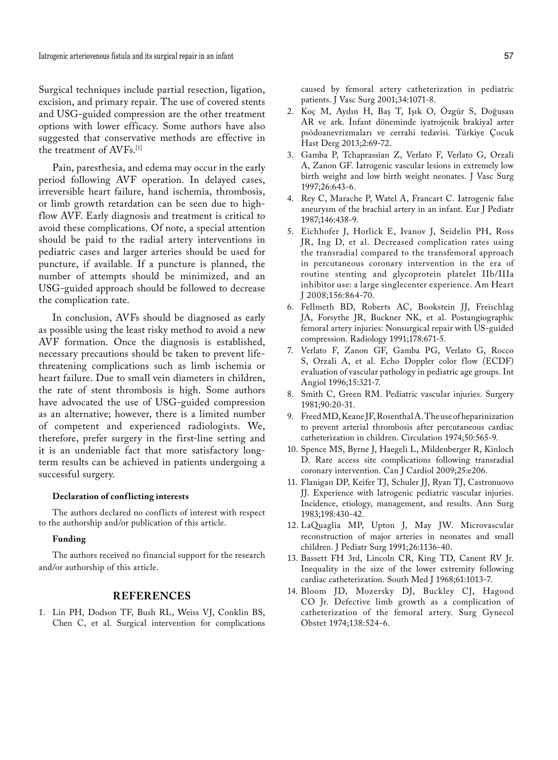Surgical techniques include partial resection, ligation, excision, and primary repair. The use of covered stents and USG-guided compression are the other treatment options with lower efficacy. Some authors have also suggested that conservative methods are effective in the treatment of AVFs.[1]

Pain, paresthesia, and edema may occur in the early period following AVF operation. In delayed cases, irreversible heart failure, hand ischemia, thrombosis, or limb growth retardation can be seen due to high-flow AVF. Early diagnosis and treatment is critical to avoid these complications. Of note, a special attention should be paid to the radial artery interventions in pediatric cases and larger arteries should be used for puncture, if available. If a puncture is planned, the number of attempts should be minimized, and an USG-guided approach should be followed to decrease the complication rate.

In conclusion, AVFs should be diagnosed as early as possible using the least risky method to avoid a new AVF formation. Once the diagnosis is established, necessary precautions should be taken to prevent life-threatening complications such as limb ischemia or heart failure. Due to small vein diameters in children, the rate of stent thrombosis is high. Some authors have advocated the use of USG-guided compression as an alternative; however, there is a limited number of competent and experienced radiologists. We, therefore, prefer surgery in the first-line setting and it is an undeniable fact that more satisfactory long-term results can be achieved in patients undergoing a successful surgery.

#### Declaration of conflicting interests

The authors declared no conflicts of interest with respect to the authorship and/or publication of this article.

#### Funding

The authors received no financial support for the research and/or authorship of this article.

## REFERENCES

1. Lin PH, Dodson TF, Bush RL, Weiss VJ, Conklin BS, Chen C, et al. Surgical intervention for complications caused by femoral artery catheterization in pediatric patients. J Vasc Surg 2001;34:1071-8.
2. Koç M, Aydın H, Baş T, Işık O, Özgür S, Doğusan AR ve ark. İnfant döneminde iyatrojenik brakiyal arter psödoanevrizmaları ve cerrahi tedavisi. Türkiye Çocuk Hast Derg 2013;2:69-72.
3. Gamba P, Tchaprassian Z, Verlato F, Verlato G, Orzali A, Zanon GF. Iatrogenic vascular lesions in extremely low birth weight and low birth weight neonates. J Vasc Surg 1997;26:643-6.
4. Rey C, Marache P, Watel A, Francart C. Iatrogenic false aneurysm of the brachial artery in an infant. Eur J Pediatr 1987;146:438-9.
5. Eichhofer J, Horlick E, Ivanov J, Seidelin PH, Ross JR, Ing D, et al. Decreased complication rates using the transradial compared to the transfemoral approach in percutaneous coronary intervention in the era of routine stenting and glycoprotein platelet IIb/IIIa inhibitor use: a large singlecenter experience. Am Heart J 2008;156:864-70.
6. Fellmeth BD, Roberts AC, Bookstein JJ, Freischlag JA, Forsythe JR, Buckner NK, et al. Postangiographic femoral artery injuries: Nonsurgical repair with US-guided compression. Radiology 1991;178:671-5.
7. Verlato F, Zanon GF, Gamba PG, Verlato G, Rocco S, Orzali A, et al. Echo Doppler color flow (ECDF) evaluation of vascular pathology in pediatric age groups. Int Angiol 1996;15:321-7.
8. Smith C, Green RM. Pediatric vascular injuries. Surgery 1981;90:20-31.
9. Freed MD, Keane JF, Rosenthal A. The use of heparinization to prevent arterial thrombosis after percutaneous cardiac catheterization in children. Circulation 1974;50:565-9.
10. Spence MS, Byrne J, Haegeli L, Mildenberger R, Kinloch D. Rare access site complications following transradial coronary intervention. Can J Cardiol 2009;25:e206.
11. Flanigan DP, Keifer TJ, Schuler JJ, Ryan TJ, Castronuovo JJ. Experience with latrogenic pediatric vascular injuries. Incidence, etiology, management, and results. Ann Surg 1983;198:430-42.
12. LaQuaglia MP, Upton J, May JW. Microvascular reconstruction of major arteries in neonates and small children. J Pediatr Surg 1991;26:1136-40.
13. Bassett FH 3rd, Lincoln CR, King TD, Canent RV Jr. Inequality in the size of the lower extremity following cardiac catheterization. South Med J 1968;61:1013-7.
14. Bloom JD, Mozersky DJ, Buckley CJ, Hagood CO Jr. Defective limb growth as a complication of catheterization of the femoral artery. Surg Gynecol Obstet 1974;138:524-6.